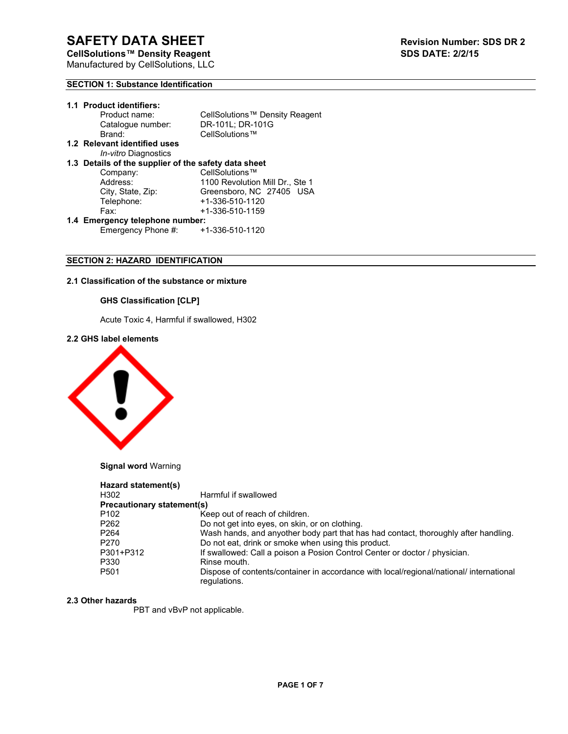# SAFETY DATA SHEET

**CellSolutions™ Density Reagent**
Manufactured by CellSolutions, LLC

**Revision Number: SDS DR 2**
**SDS DATE: 2/2/15**

## SECTION 1: Substance Identification

**1.1 Product identifiers:**

| | |
|---|---|
| Product name: | CellSolutions™ Density Reagent |
| Catalogue number: | DR-101L; DR-101G |
| Brand: | CellSolutions™ |

**1.2 Relevant identified uses**

*In-vitro* Diagnostics

**1.3 Details of the supplier of the safety data sheet**

| | |
|---|---|
| Company: | CellSolutions™ |
| Address: | 1100 Revolution Mill Dr., Ste 1 |
| City, State, Zip: | Greensboro, NC 27405 USA |
| Telephone: | +1-336-510-1120 |
| Fax: | +1-336-510-1159 |

**1.4 Emergency telephone number:**

| | |
|---|---|
| Emergency Phone #: | +1-336-510-1120 |

## SECTION 2: HAZARD IDENTIFICATION

**2.1 Classification of the substance or mixture**

**GHS Classification [CLP]**

Acute Toxic 4, Harmful if swallowed, H302

**2.2 GHS label elements**

**Signal word** Warning

**Hazard statement(s)**

| | |
|---|---|
| H302 | Harmful if swallowed |

**Precautionary statement(s)**

| | |
|---|---|
| P102 | Keep out of reach of children. |
| P262 | Do not get into eyes, on skin, or on clothing. |
| P264 | Wash hands, and anyother body part that has had contact, thoroughly after handling. |
| P270 | Do not eat, drink or smoke when using this product. |
| P301+P312 | If swallowed: Call a poison a Posion Control Center or doctor / physician. |
| P330 | Rinse mouth. |
| P501 | Dispose of contents/container in accordance with local/regional/national/ international regulations. |

**2.3 Other hazards**

PBT and vBvP not applicable.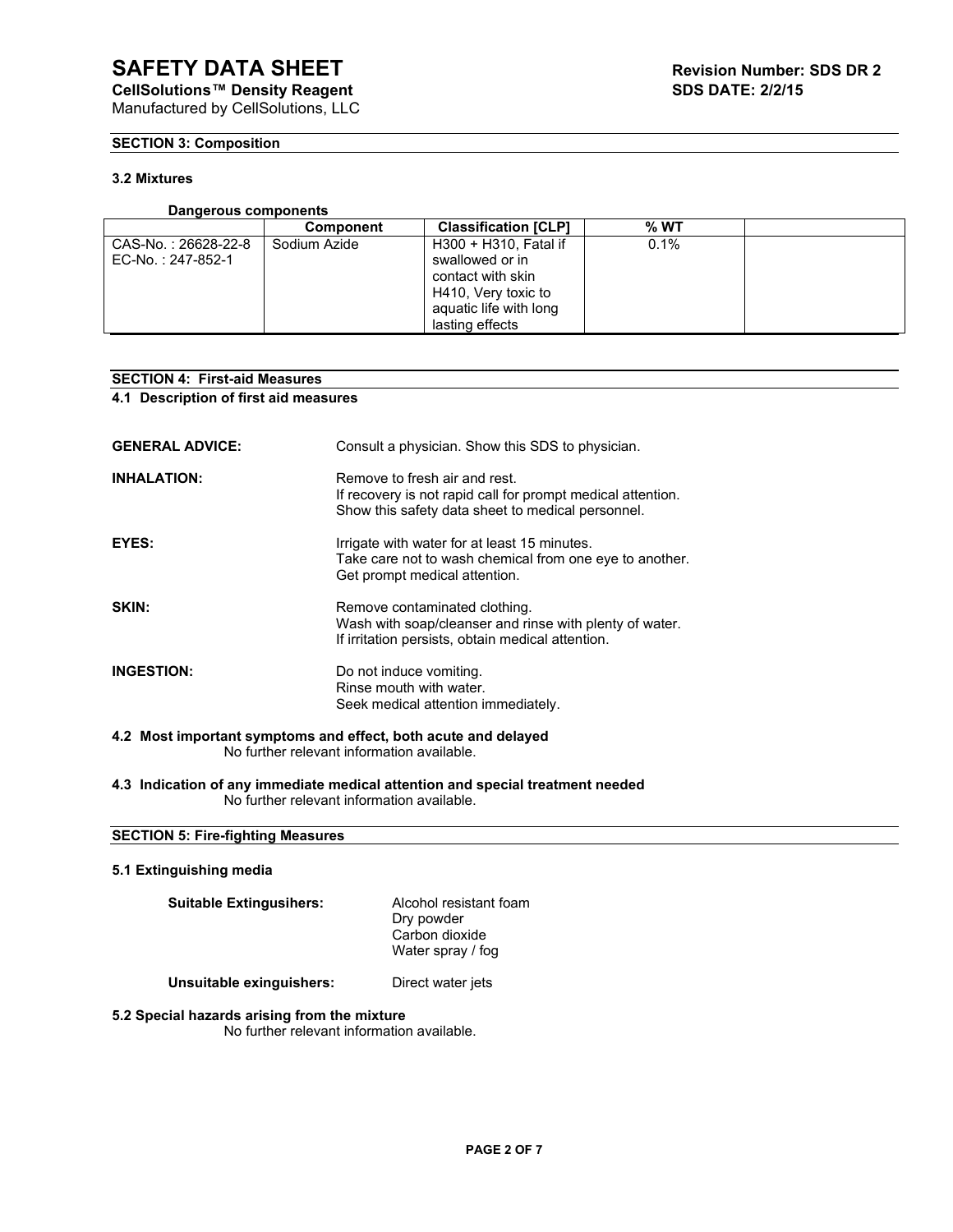## SECTION 3: Composition

### 3.2 Mixtures

**Dangerous components**

| | Component | Classification [CLP] | % WT | |
|---|---|---|---|---|
| CAS-No. : 26628-22-8<br>EC-No. : 247-852-1 | Sodium Azide | H300 + H310, Fatal if swallowed or in contact with skin<br>H410, Very toxic to aquatic life with long lasting effects | 0.1% | |

## SECTION 4: First-aid Measures

### 4.1 Description of first aid measures

**GENERAL ADVICE:** Consult a physician. Show this SDS to physician.

**INHALATION:** Remove to fresh air and rest.
If recovery is not rapid call for prompt medical attention.
Show this safety data sheet to medical personnel.

**EYES:** Irrigate with water for at least 15 minutes.
Take care not to wash chemical from one eye to another.
Get prompt medical attention.

**SKIN:** Remove contaminated clothing.
Wash with soap/cleanser and rinse with plenty of water.
If irritation persists, obtain medical attention.

**INGESTION:** Do not induce vomiting.
Rinse mouth with water.
Seek medical attention immediately.

### 4.2 Most important symptoms and effect, both acute and delayed

No further relevant information available.

### 4.3 Indication of any immediate medical attention and special treatment needed

No further relevant information available.

## SECTION 5: Fire-fighting Measures

### 5.1 Extinguishing media

**Suitable Extingusihers:**
- Alcohol resistant foam
- Dry powder
- Carbon dioxide
- Water spray / fog

**Unsuitable exinguishers:** Direct water jets

### 5.2 Special hazards arising from the mixture

No further relevant information available.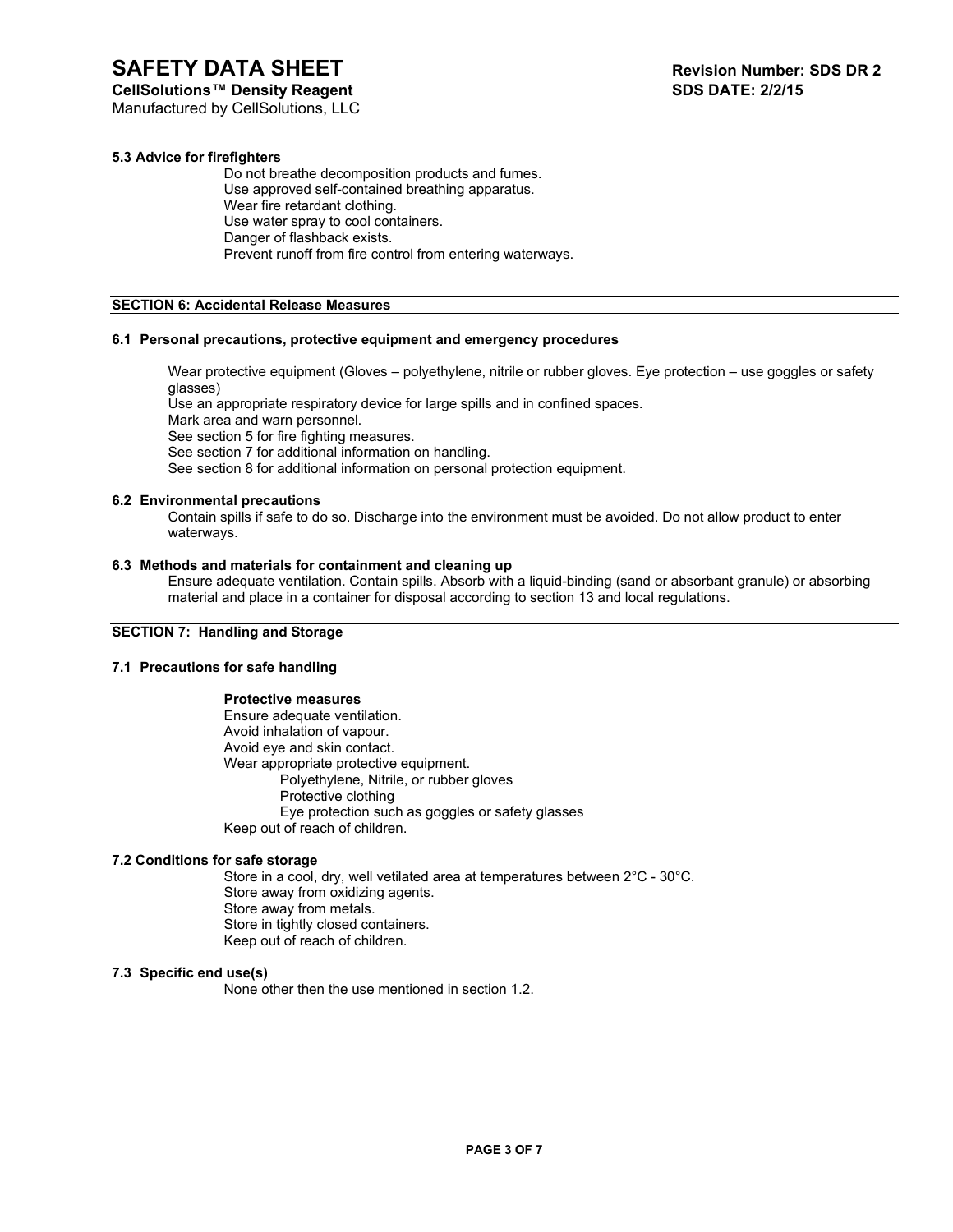#### 5.3 Advice for firefighters

Do not breathe decomposition products and fumes.
Use approved self-contained breathing apparatus.
Wear fire retardant clothing.
Use water spray to cool containers.
Danger of flashback exists.
Prevent runoff from fire control from entering waterways.

## SECTION 6: Accidental Release Measures

#### 6.1 Personal precautions, protective equipment and emergency procedures

Wear protective equipment (Gloves – polyethylene, nitrile or rubber gloves. Eye protection – use goggles or safety glasses)
Use an appropriate respiratory device for large spills and in confined spaces.
Mark area and warn personnel.
See section 5 for fire fighting measures.
See section 7 for additional information on handling.
See section 8 for additional information on personal protection equipment.

#### 6.2 Environmental precautions

Contain spills if safe to do so. Discharge into the environment must be avoided. Do not allow product to enter waterways.

#### 6.3 Methods and materials for containment and cleaning up

Ensure adequate ventilation. Contain spills. Absorb with a liquid-binding (sand or absorbant granule) or absorbing material and place in a container for disposal according to section 13 and local regulations.

## SECTION 7: Handling and Storage

#### 7.1 Precautions for safe handling

**Protective measures**

Ensure adequate ventilation.
Avoid inhalation of vapour.
Avoid eye and skin contact.
Wear appropriate protective equipment.

- Polyethylene, Nitrile, or rubber gloves
- Protective clothing
- Eye protection such as goggles or safety glasses

Keep out of reach of children.

#### 7.2 Conditions for safe storage

Store in a cool, dry, well vetilated area at temperatures between 2°C - 30°C.
Store away from oxidizing agents.
Store away from metals.
Store in tightly closed containers.
Keep out of reach of children.

#### 7.3 Specific end use(s)

None other then the use mentioned in section 1.2.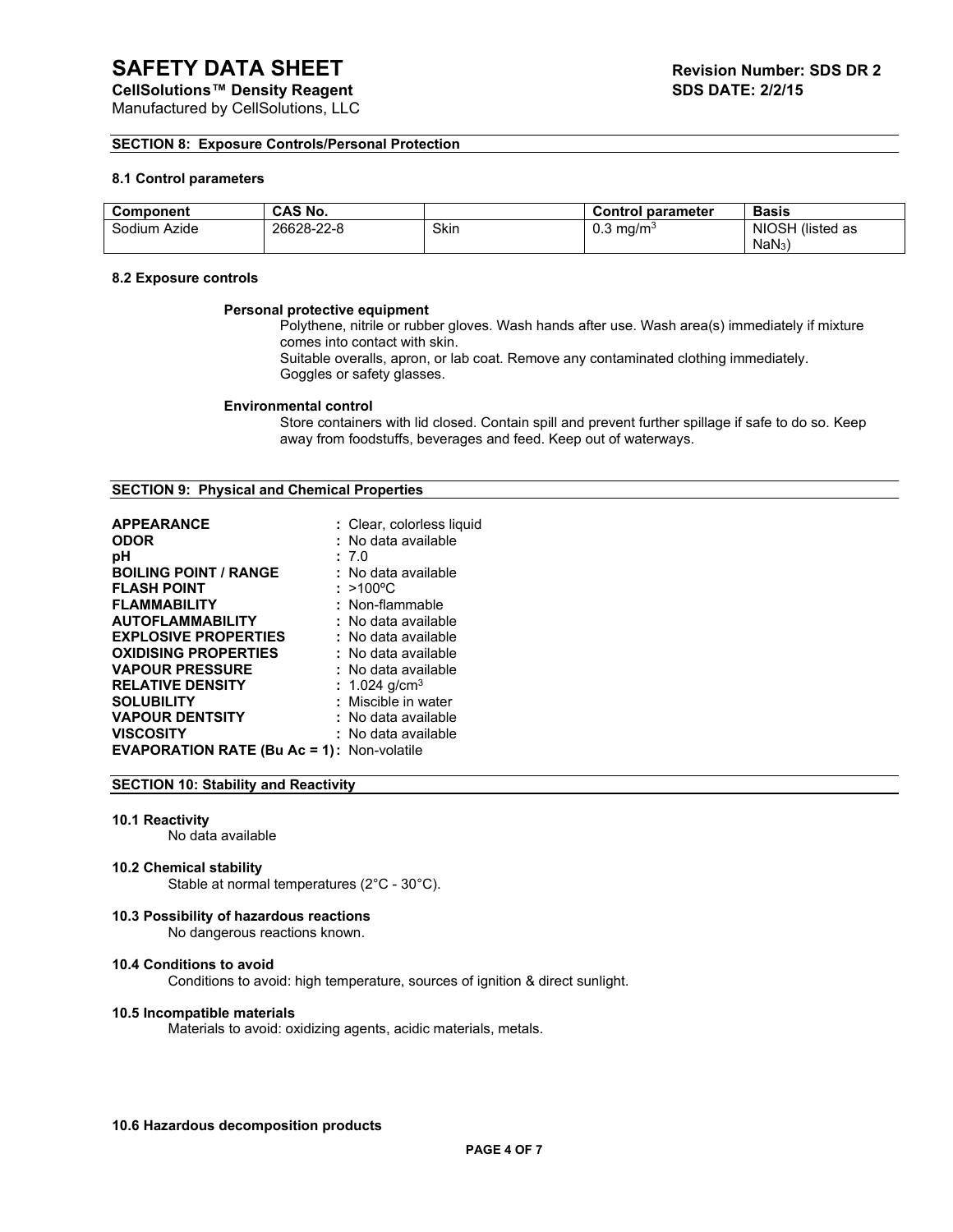## SECTION 8: Exposure Controls/Personal Protection

### 8.1 Control parameters

| Component | CAS No. | | Control parameter | Basis |
|---|---|---|---|---|
| Sodium Azide | 26628-22-8 | Skin | 0.3 mg/m$^3$ | NIOSH (listed as $NaN_3$) |

### 8.2 Exposure controls

**Personal protective equipment**

Polythene, nitrile or rubber gloves. Wash hands after use. Wash area(s) immediately if mixture comes into contact with skin.
Suitable overalls, apron, or lab coat. Remove any contaminated clothing immediately.
Goggles or safety glasses.

**Environmental control**

Store containers with lid closed. Contain spill and prevent further spillage if safe to do so. Keep away from foodstuffs, beverages and feed. Keep out of waterways.

## SECTION 9: Physical and Chemical Properties

**APPEARANCE** : Clear, colorless liquid
**ODOR** : No data available
**pH** : 7.0
**BOILING POINT / RANGE** : No data available
**FLASH POINT** : >100ºC
**FLAMMABILITY** : Non-flammable
**AUTOFLAMMABILITY** : No data available
**EXPLOSIVE PROPERTIES** : No data available
**OXIDISING PROPERTIES** : No data available
**VAPOUR PRESSURE** : No data available
**RELATIVE DENSITY** : 1.024 g/cm$^3$
**SOLUBILITY** : Miscible in water
**VAPOUR DENTSITY** : No data available
**VISCOSITY** : No data available
**EVAPORATION RATE (Bu Ac = 1)**: Non-volatile

## SECTION 10: Stability and Reactivity

### 10.1 Reactivity

No data available

### 10.2 Chemical stability

Stable at normal temperatures (2°C - 30°C).

### 10.3 Possibility of hazardous reactions

No dangerous reactions known.

### 10.4 Conditions to avoid

Conditions to avoid: high temperature, sources of ignition & direct sunlight.

### 10.5 Incompatible materials

Materials to avoid: oxidizing agents, acidic materials, metals.

### 10.6 Hazardous decomposition products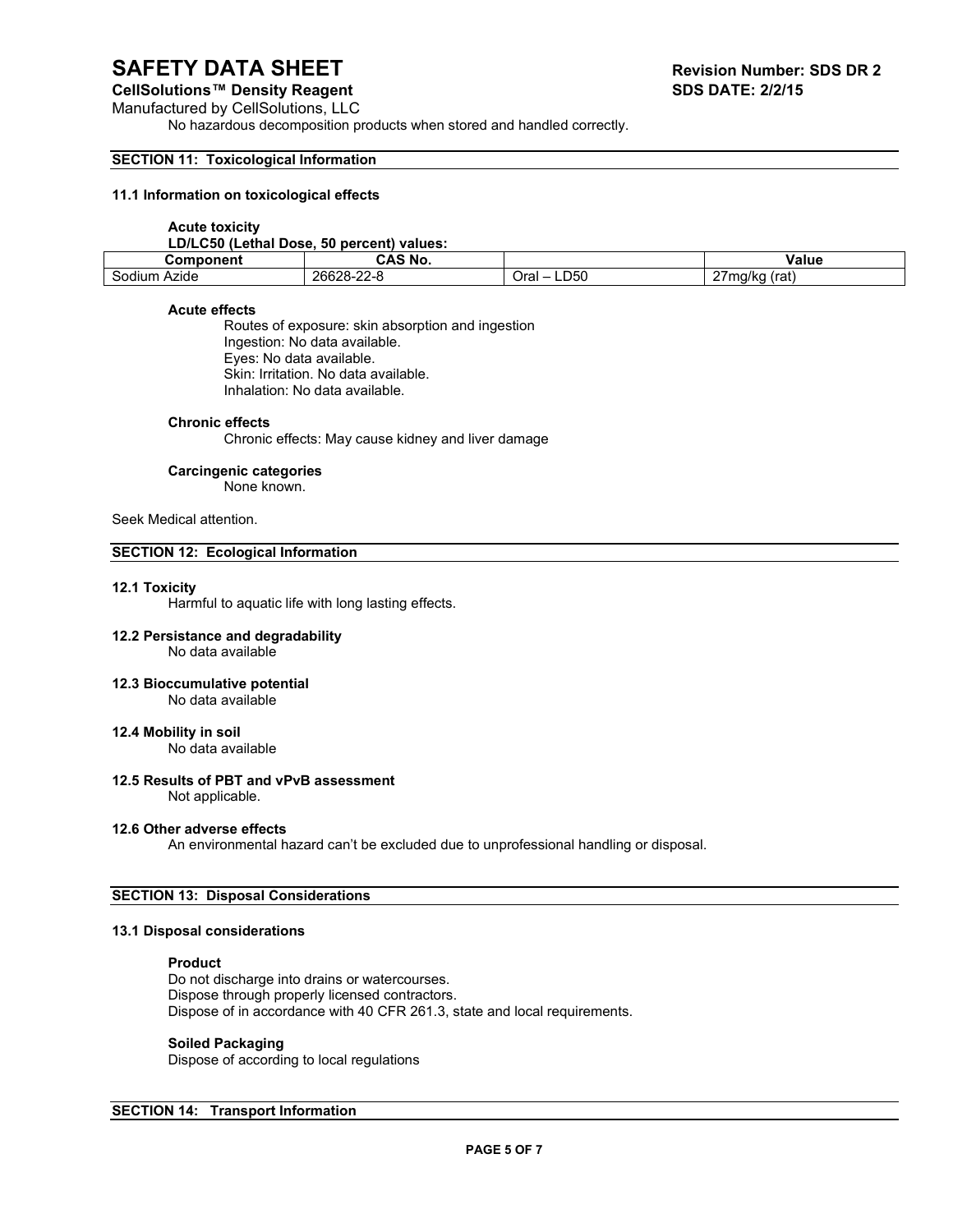No hazardous decomposition products when stored and handled correctly.

## SECTION 11: Toxicological Information

### 11.1 Information on toxicological effects

**Acute toxicity**

**LD/LC50 (Lethal Dose, 50 percent) values:**

| Component | CAS No. | | Value |
|---|---|---|---|
| Sodium Azide | 26628-22-8 | Oral – LD50 | 27mg/kg (rat) |

**Acute effects**

Routes of exposure: skin absorption and ingestion
Ingestion: No data available.
Eyes: No data available.
Skin: Irritation. No data available.
Inhalation: No data available.

**Chronic effects**

Chronic effects: May cause kidney and liver damage

**Carcingenic categories**

None known.

Seek Medical attention.

## SECTION 12: Ecological Information

### 12.1 Toxicity

Harmful to aquatic life with long lasting effects.

### 12.2 Persistance and degradability

No data available

### 12.3 Bioccumulative potential

No data available

### 12.4 Mobility in soil

No data available

### 12.5 Results of PBT and vPvB assessment

Not applicable.

### 12.6 Other adverse effects

An environmental hazard can't be excluded due to unprofessional handling or disposal.

## SECTION 13: Disposal Considerations

### 13.1 Disposal considerations

**Product**

Do not discharge into drains or watercourses.
Dispose through properly licensed contractors.
Dispose of in accordance with 40 CFR 261.3, state and local requirements.

**Soiled Packaging**

Dispose of according to local regulations

## SECTION 14: Transport Information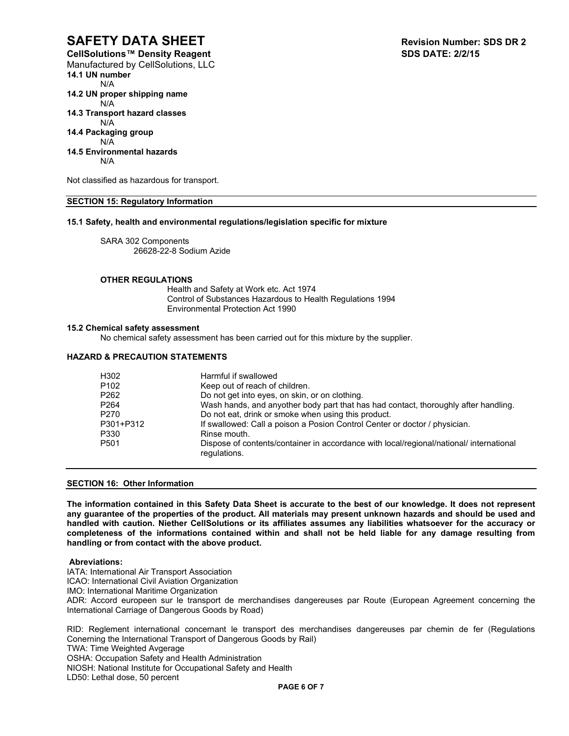**14.1 UN number**

N/A

**14.2 UN proper shipping name**

N/A

**14.3 Transport hazard classes**

N/A

**14.4 Packaging group**

N/A

**14.5 Environmental hazards**

N/A

Not classified as hazardous for transport.

## SECTION 15: Regulatory Information

**15.1 Safety, health and environmental regulations/legislation specific for mixture**

SARA 302 Components
26628-22-8 Sodium Azide

**OTHER REGULATIONS**

Health and Safety at Work etc. Act 1974
Control of Substances Hazardous to Health Regulations 1994
Environmental Protection Act 1990

**15.2 Chemical safety assessment**

No chemical safety assessment has been carried out for this mixture by the supplier.

**HAZARD & PRECAUTION STATEMENTS**

| | |
|---|---|
| H302 | Harmful if swallowed |
| P102 | Keep out of reach of children. |
| P262 | Do not get into eyes, on skin, or on clothing. |
| P264 | Wash hands, and anyother body part that has had contact, thoroughly after handling. |
| P270 | Do not eat, drink or smoke when using this product. |
| P301+P312 | If swallowed: Call a poison a Posion Control Center or doctor / physician. |
| P330 | Rinse mouth. |
| P501 | Dispose of contents/container in accordance with local/regional/national/ international regulations. |

## SECTION 16: Other Information

**The information contained in this Safety Data Sheet is accurate to the best of our knowledge. It does not represent any guarantee of the properties of the product. All materials may present unknown hazards and should be used and handled with caution. Niether CellSolutions or its affiliates assumes any liabilities whatsoever for the accuracy or completeness of the informations contained within and shall not be held liable for any damage resulting from handling or from contact with the above product.**

**Abreviations:**

IATA: International Air Transport Association
ICAO: International Civil Aviation Organization
IMO: International Maritime Organization
ADR: Accord europeen sur le transport de merchandises dangereuses par Route (European Agreement concerning the International Carriage of Dangerous Goods by Road)

RID: Reglement international concernant le transport des merchandises dangereuses par chemin de fer (Regulations Conerning the International Transport of Dangerous Goods by Rail)
TWA: Time Weighted Avgerage
OSHA: Occupation Safety and Health Administration
NIOSH: National Institute for Occupational Safety and Health
LD50: Lethal dose, 50 percent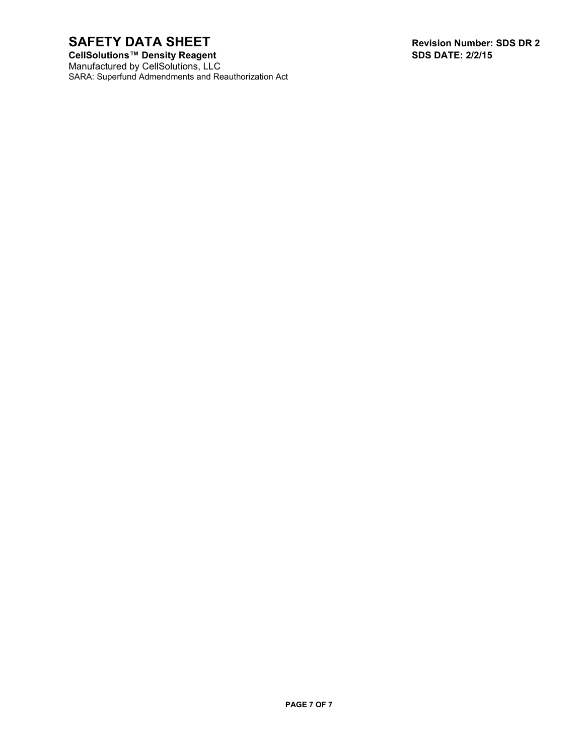SARA: Superfund Admendments and Reauthorization Act